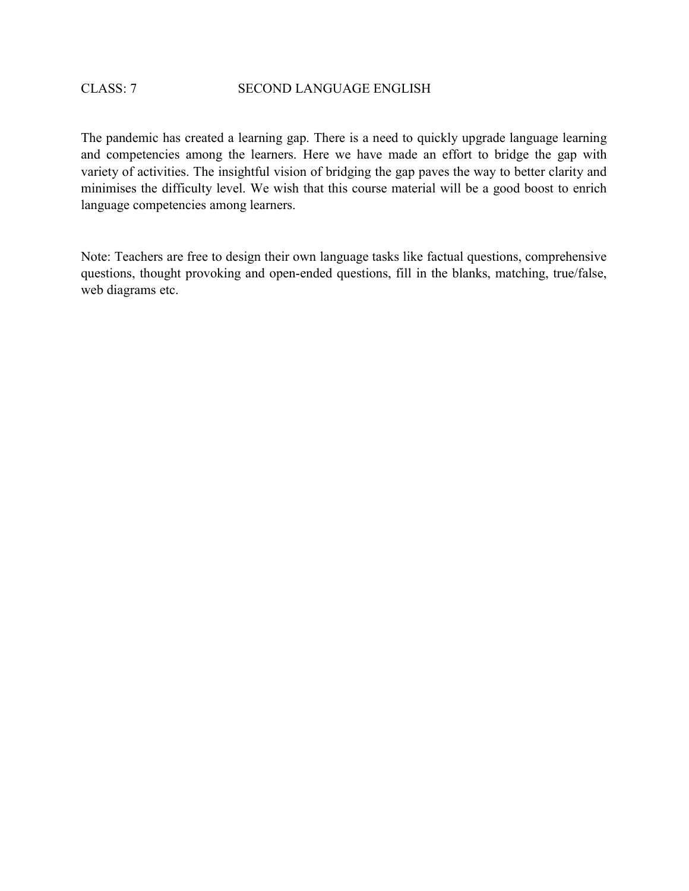CLASS: 7 SECOND LANGUAGE ENGLISH

The pandemic has created a learning gap. There is a need to quickly upgrade language learning and competencies among the learners. Here we have made an effort to bridge the gap with variety of activities. The insightful vision of bridging the gap paves the way to better clarity and minimises the difficulty level. We wish that this course material will be a good boost to enrich language competencies among learners.

Note: Teachers are free to design their own language tasks like factual questions, comprehensive questions, thought provoking and open-ended questions, fill in the blanks, matching, true/false, web diagrams etc.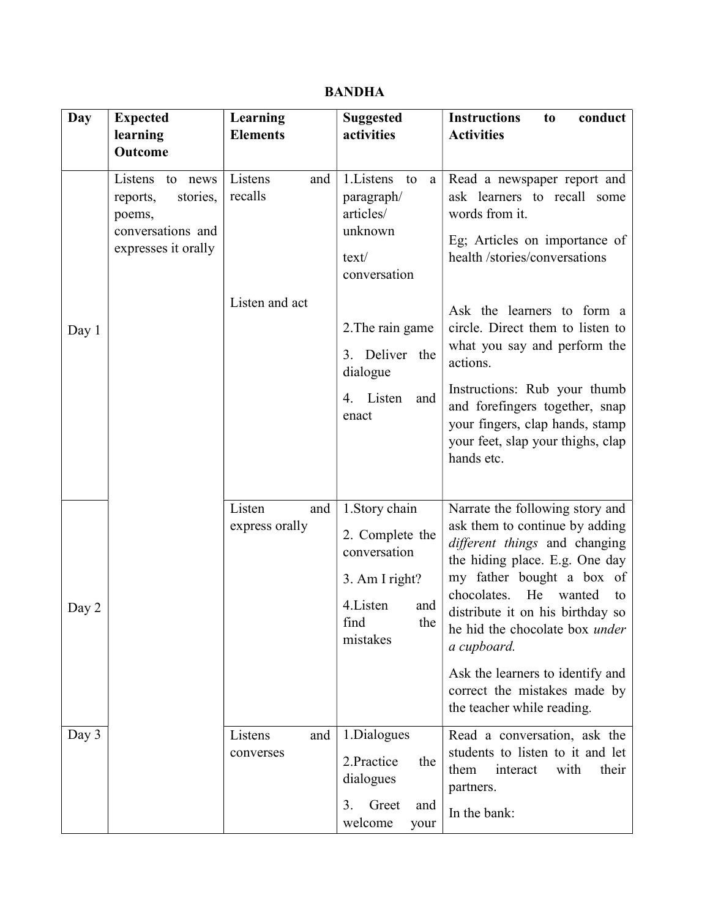# BANDHA

| Day | Expected learning Outcome | Learning Elements | Suggested activities | Instructions to conduct Activities |
|---|---|---|---|---|
| Day 1 | Listens to news reports, stories, poems, conversations and expresses it orally | Listens and recalls<br><br>Listen and act | 1.Listens to a paragraph/ articles/ unknown text/ conversation<br><br>2.The rain game<br>3. Deliver the dialogue<br>4. Listen and enact | Read a newspaper report and ask learners to recall some words from it.<br>Eg; Articles on importance of health /stories/conversations<br><br>Ask the learners to form a circle. Direct them to listen to what you say and perform the actions.<br>Instructions: Rub your thumb and forefingers together, snap your fingers, clap hands, stamp your feet, slap your thighs, clap hands etc. |
| Day 2 | | Listen and express orally | 1.Story chain<br>2. Complete the conversation<br>3. Am I right?<br>4.Listen and find the mistakes | Narrate the following story and ask them to continue by adding *different things* and changing the hiding place. E.g. One day my father bought a box of chocolates. He wanted to distribute it on his birthday so he hid the chocolate box *under a cupboard.*<br>Ask the learners to identify and correct the mistakes made by the teacher while reading. |
| Day 3 | | Listens and converses | 1.Dialogues<br>2.Practice the dialogues<br>3. Greet and welcome your | Read a conversation, ask the students to listen to it and let them interact with their partners.<br>In the bank: |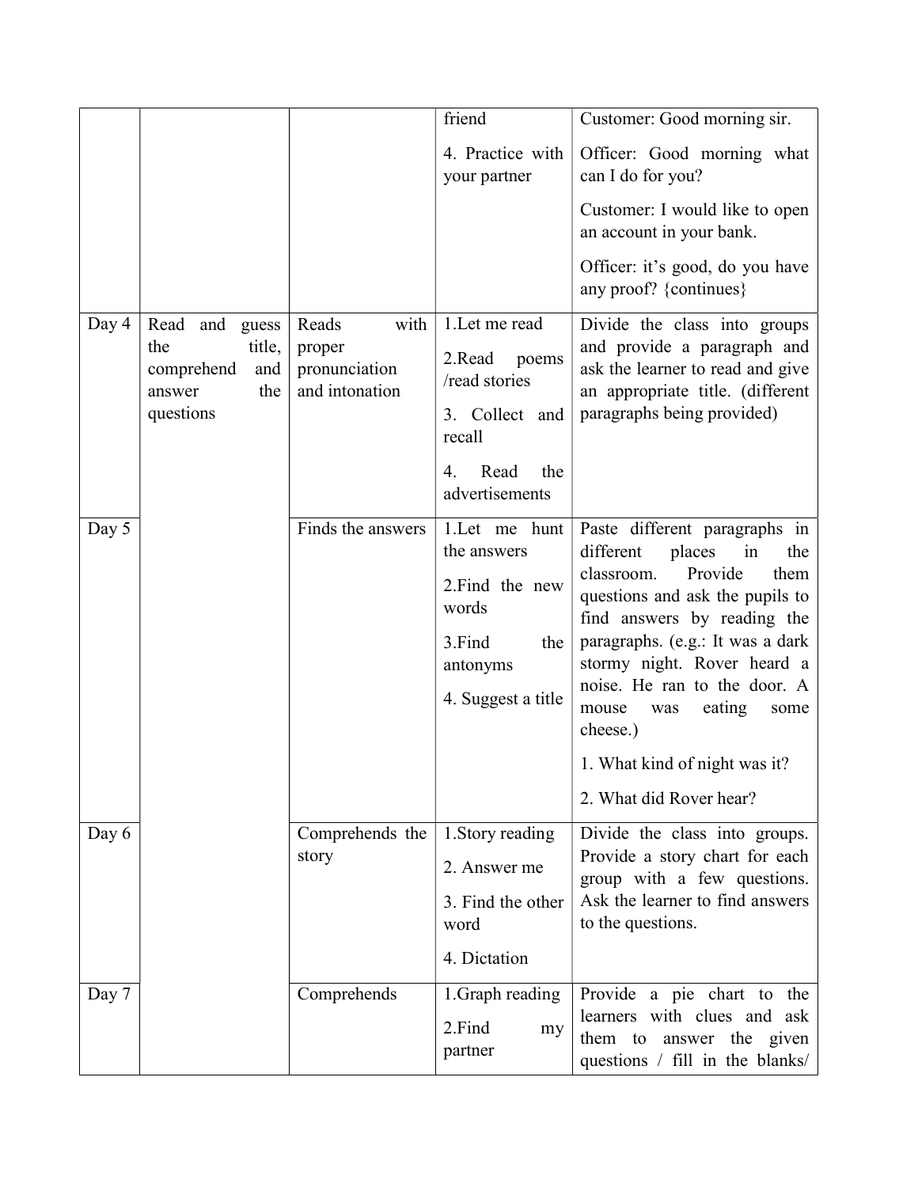| | | | friend<br><br>4. Practice with your partner | Customer: Good morning sir.<br><br>Officer: Good morning what can I do for you?<br><br>Customer: I would like to open an account in your bank.<br><br>Officer: it's good, do you have any proof? {continues} |
|---|---|---|---|---|
| Day 4 | Read and guess the title, comprehend and answer the questions | Reads with proper pronunciation and intonation | 1.Let me read<br><br>2.Read poems /read stories<br><br>3. Collect and recall<br><br>4. Read the advertisements | Divide the class into groups and provide a paragraph and ask the learner to read and give an appropriate title. (different paragraphs being provided) |
| Day 5 | | Finds the answers | 1.Let me hunt the answers<br><br>2.Find the new words<br><br>3.Find the antonyms<br><br>4. Suggest a title | Paste different paragraphs in different places in the classroom. Provide them questions and ask the pupils to find answers by reading the paragraphs. (e.g.: It was a dark stormy night. Rover heard a noise. He ran to the door. A mouse was eating some cheese.)<br><br>1. What kind of night was it?<br><br>2. What did Rover hear? |
| Day 6 | | Comprehends the story | 1.Story reading<br><br>2. Answer me<br><br>3. Find the other word<br><br>4. Dictation | Divide the class into groups. Provide a story chart for each group with a few questions. Ask the learner to find answers to the questions. |
| Day 7 | | Comprehends | 1.Graph reading<br><br>2.Find my partner | Provide a pie chart to the learners with clues and ask them to answer the given questions / fill in the blanks/ |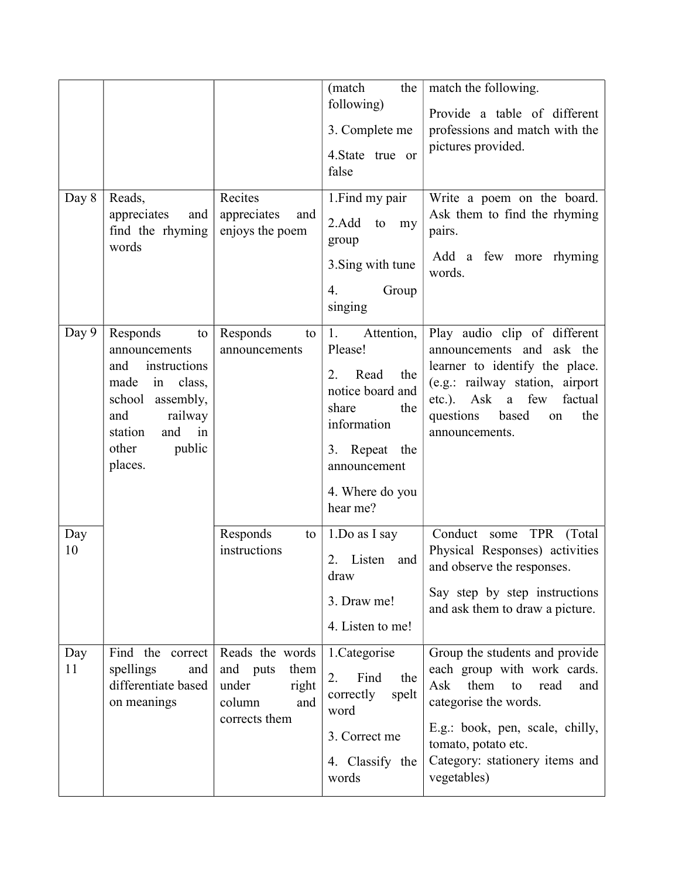| | | | | |
|---|---|---|---|---|
| | | | (match the following)<br>3. Complete me<br>4.State true or false | match the following.<br>Provide a table of different professions and match with the pictures provided. |
| Day 8 | Reads, appreciates and find the rhyming words | Recites appreciates and enjoys the poem | 1.Find my pair<br>2.Add to my group<br>3.Sing with tune<br>4. Group singing | Write a poem on the board. Ask them to find the rhyming pairs.<br>Add a few more rhyming words. |
| Day 9 | Responds to announcements and instructions made in class, school assembly, and railway station and in other public places. | Responds to announcements | 1. Attention, Please!<br>2. Read the notice board and share the information<br>3. Repeat the announcement<br>4. Where do you hear me? | Play audio clip of different announcements and ask the learner to identify the place. (e.g.: railway station, airport etc.). Ask a few factual questions based on the announcements. |
| Day 10 | | Responds to instructions | 1.Do as I say<br>2. Listen and draw<br>3. Draw me!<br>4. Listen to me! | Conduct some TPR (Total Physical Responses) activities and observe the responses.<br>Say step by step instructions and ask them to draw a picture. |
| Day 11 | Find the correct spellings and differentiate based on meanings | Reads the words and puts them under right column and corrects them | 1.Categorise<br>2. Find the correctly spelt word<br>3. Correct me<br>4. Classify the words | Group the students and provide each group with work cards. Ask them to read and categorise the words.<br>E.g.: book, pen, scale, chilly, tomato, potato etc.<br>Category: stationery items and vegetables) |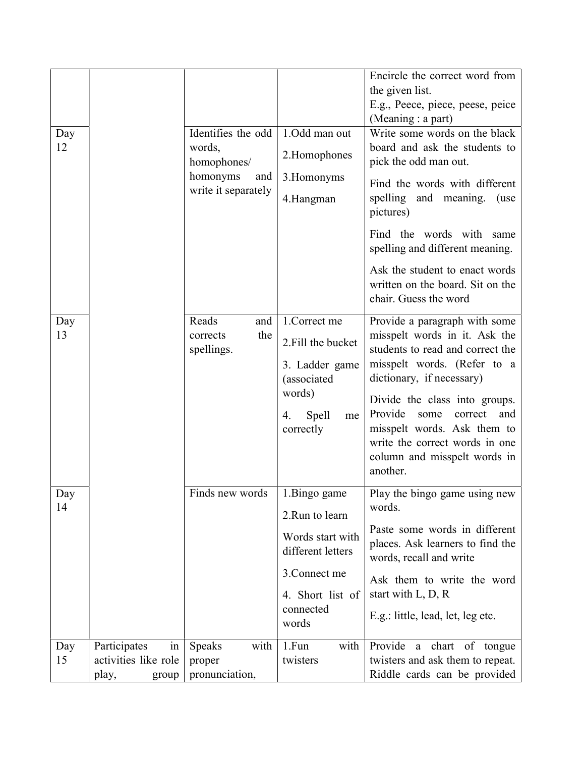| | | | | |
|---|---|---|---|---|
| | | | | Encircle the correct word from the given list. E.g., Peece, piece, peese, peice (Meaning : a part) |
| Day 12 | | Identifies the odd words, homophones/ homonyms and write it separately | 1.Odd man out<br>2.Homophones<br>3.Homonyms<br>4.Hangman | Write some words on the black board and ask the students to pick the odd man out.<br>Find the words with different spelling and meaning. (use pictures)<br>Find the words with same spelling and different meaning.<br>Ask the student to enact words written on the board. Sit on the chair. Guess the word |
| Day 13 | | Reads and corrects the spellings. | 1.Correct me<br>2.Fill the bucket<br>3. Ladder game (associated words)<br>4. Spell me correctly | Provide a paragraph with some misspelt words in it. Ask the students to read and correct the misspelt words. (Refer to a dictionary, if necessary)<br>Divide the class into groups. Provide some correct and misspelt words. Ask them to write the correct words in one column and misspelt words in another. |
| Day 14 | | Finds new words | 1.Bingo game<br>2.Run to learn<br>Words start with different letters<br>3.Connect me<br>4. Short list of connected words | Play the bingo game using new words.<br>Paste some words in different places. Ask learners to find the words, recall and write<br>Ask them to write the word start with L, D, R<br>E.g.: little, lead, let, leg etc. |
| Day 15 | Participates in activities like role play, group | Speaks with proper pronunciation, | 1.Fun with twisters | Provide a chart of tongue twisters and ask them to repeat. Riddle cards can be provided |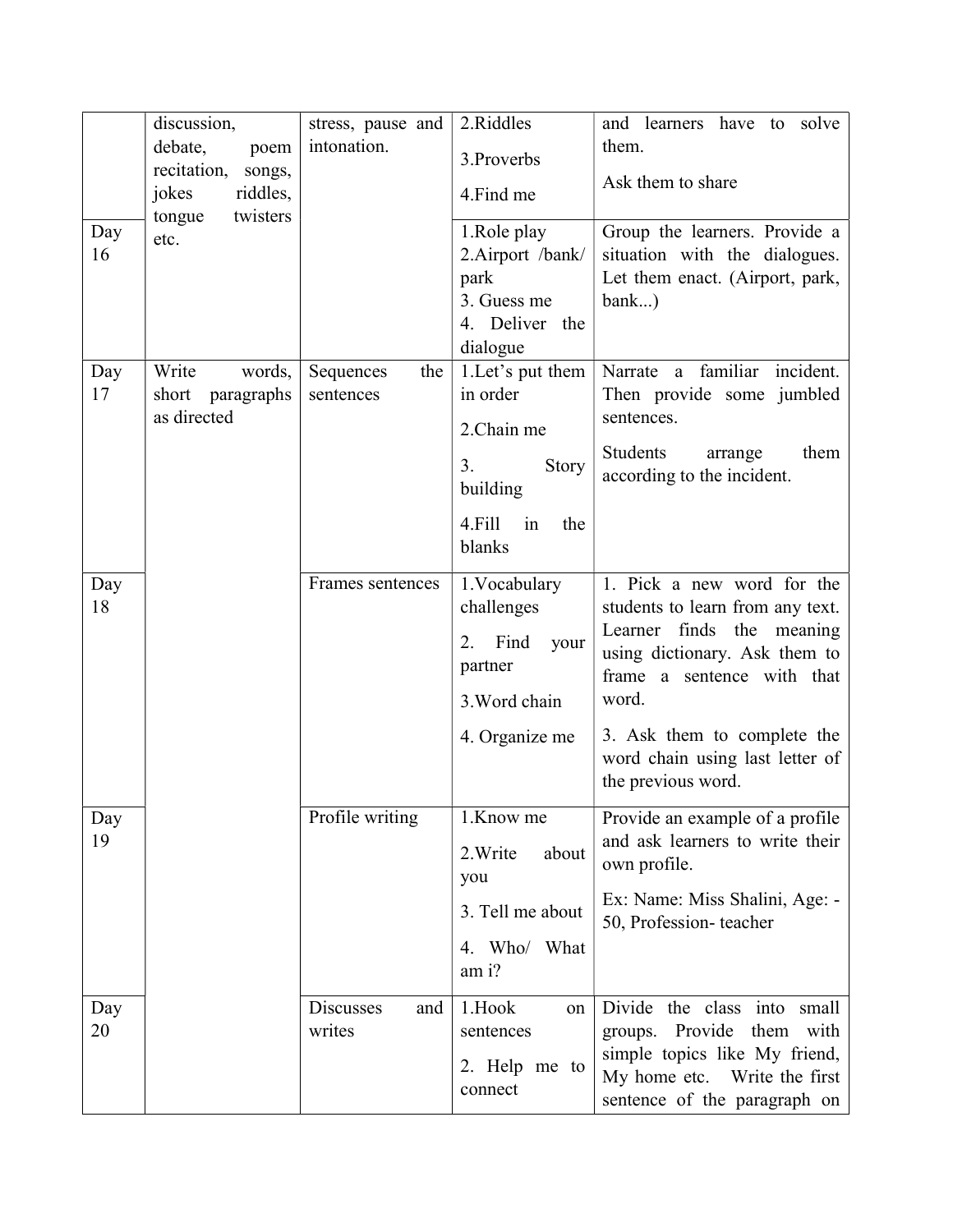| | discussion, debate, poem recitation, songs, jokes riddles, tongue twisters etc. | stress, pause and intonation. | 2.Riddles<br>3.Proverbs<br>4.Find me | and learners have to solve them.<br>Ask them to share |
|---|---|---|---|---|
| Day 16 | | | 1.Role play<br>2.Airport /bank/ park<br>3. Guess me<br>4. Deliver the dialogue | Group the learners. Provide a situation with the dialogues. Let them enact. (Airport, park, bank...) |
| Day 17 | Write words, short paragraphs as directed | Sequences the sentences | 1.Let's put them in order<br>2.Chain me<br>3. Story building<br>4.Fill in the blanks | Narrate a familiar incident. Then provide some jumbled sentences.<br>Students arrange them according to the incident. |
| Day 18 | | Frames sentences | 1.Vocabulary challenges<br>2. Find your partner<br>3.Word chain<br>4. Organize me | 1. Pick a new word for the students to learn from any text. Learner finds the meaning using dictionary. Ask them to frame a sentence with that word.<br>3. Ask them to complete the word chain using last letter of the previous word. |
| Day 19 | | Profile writing | 1.Know me<br>2.Write about you<br>3. Tell me about<br>4. Who/ What am i? | Provide an example of a profile and ask learners to write their own profile.<br>Ex: Name: Miss Shalini, Age: - 50, Profession- teacher |
| Day 20 | | Discusses and writes | 1.Hook on sentences<br>2. Help me to connect | Divide the class into small groups. Provide them with simple topics like My friend, My home etc. Write the first sentence of the paragraph on |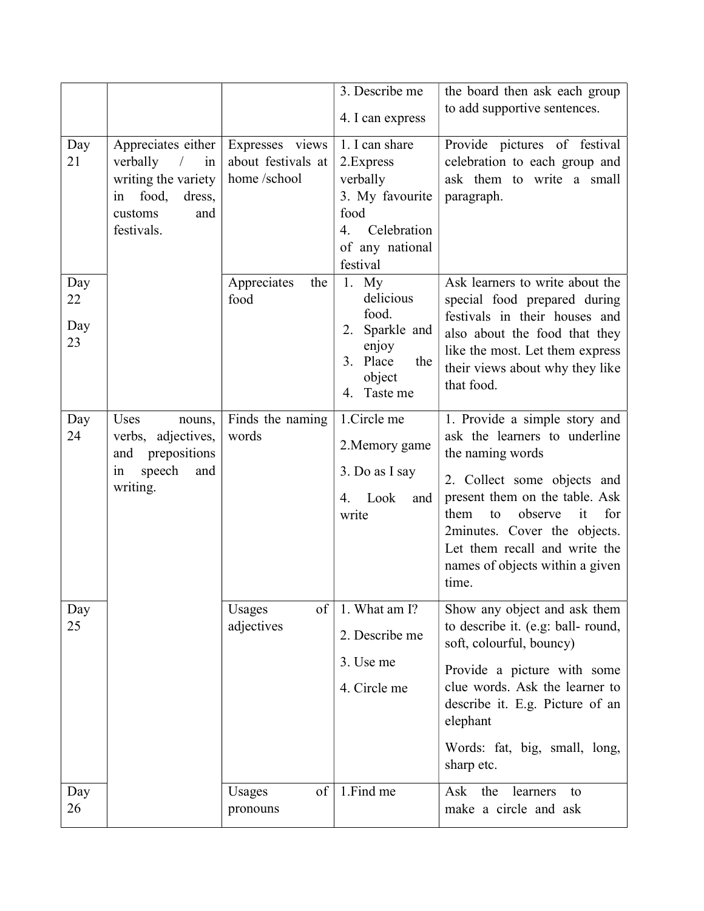| | | | 3. Describe me<br>4. I can express | the board then ask each group to add supportive sentences. |
|---|---|---|---|---|
| Day 21 | Appreciates either verbally / in writing the variety in food, dress, customs and festivals. | Expresses views about festivals at home /school | 1. I can share<br>2.Express verbally<br>3. My favourite food<br>4. Celebration of any national festival | Provide pictures of festival celebration to each group and ask them to write a small paragraph. |
| Day 22<br>Day 23 | | Appreciates the food | 1. My delicious food.<br>2. Sparkle and enjoy<br>3. Place the object<br>4. Taste me | Ask learners to write about the special food prepared during festivals in their houses and also about the food that they like the most. Let them express their views about why they like that food. |
| Day 24 | Uses nouns, verbs, adjectives, and prepositions in speech and writing. | Finds the naming words | 1.Circle me<br>2.Memory game<br>3. Do as I say<br>4. Look and write | 1. Provide a simple story and ask the learners to underline the naming words<br>2. Collect some objects and present them on the table. Ask them to observe it for 2minutes. Cover the objects. Let them recall and write the names of objects within a given time. |
| Day 25 | | Usages of adjectives | 1. What am I?<br>2. Describe me<br>3. Use me<br>4. Circle me | Show any object and ask them to describe it. (e.g: ball- round, soft, colourful, bouncy)<br>Provide a picture with some clue words. Ask the learner to describe it. E.g. Picture of an elephant<br>Words: fat, big, small, long, sharp etc. |
| Day 26 | | Usages of pronouns | 1.Find me | Ask the learners to make a circle and ask |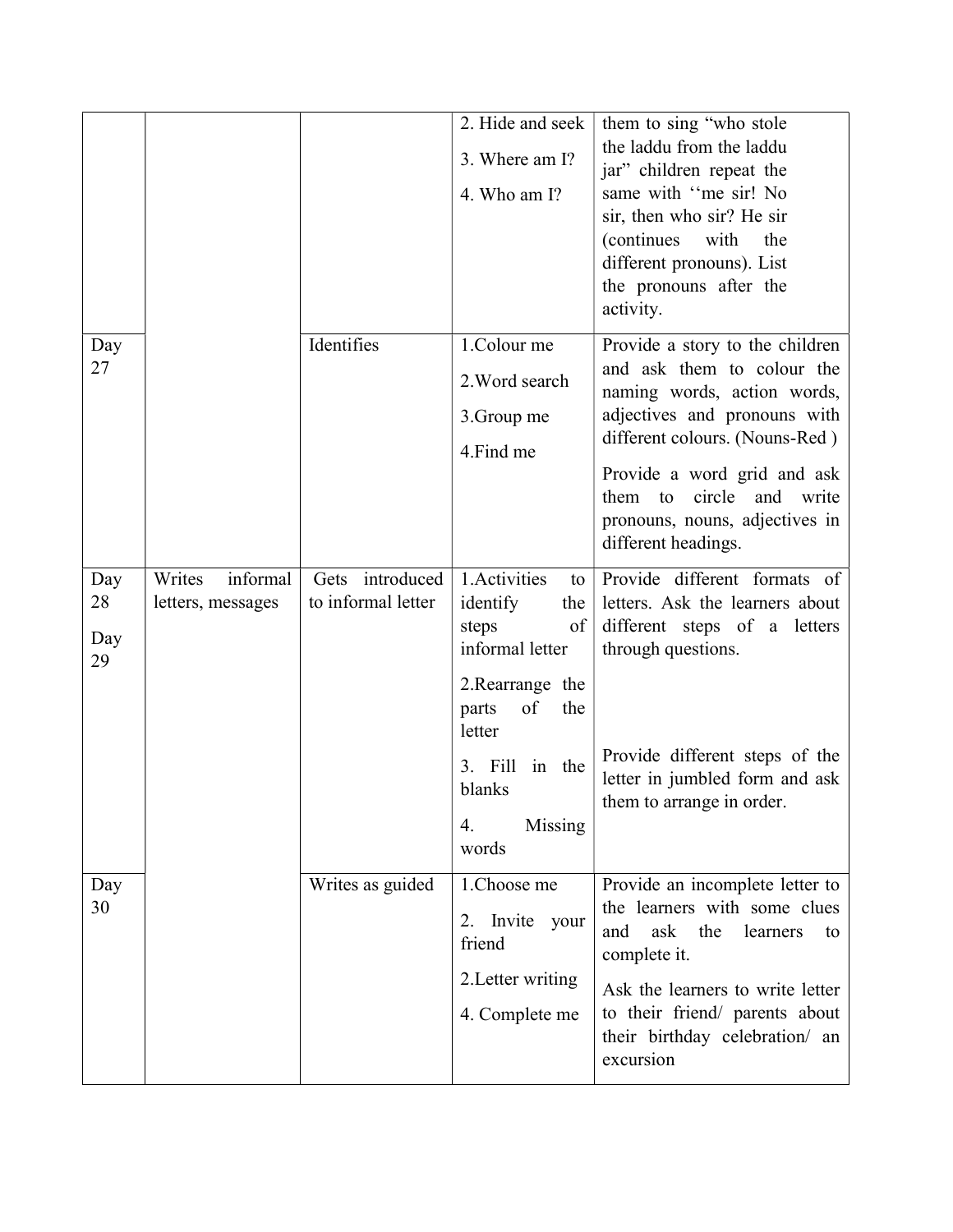| | | | | |
|---|---|---|---|---|
| | | | 2. Hide and seek<br>3. Where am I?<br>4. Who am I? | them to sing "who stole the laddu from the laddu jar" children repeat the same with ''me sir! No sir, then who sir? He sir (continues with the different pronouns). List the pronouns after the activity. |
| Day 27 | | Identifies | 1.Colour me<br>2.Word search<br>3.Group me<br>4.Find me | Provide a story to the children and ask them to colour the naming words, action words, adjectives and pronouns with different colours. (Nouns-Red )<br>Provide a word grid and ask them to circle and write pronouns, nouns, adjectives in different headings. |
| Day 28<br>Day 29 | Writes informal letters, messages | Gets introduced to informal letter | 1.Activities to identify the steps of informal letter<br>2.Rearrange the parts of the letter<br>3. Fill in the blanks<br>4. Missing words | Provide different formats of letters. Ask the learners about different steps of a letters through questions.<br>Provide different steps of the letter in jumbled form and ask them to arrange in order. |
| Day 30 | | Writes as guided | 1.Choose me<br>2. Invite your friend<br>2.Letter writing<br>4. Complete me | Provide an incomplete letter to the learners with some clues and ask the learners to complete it.<br>Ask the learners to write letter to their friend/ parents about their birthday celebration/ an excursion |